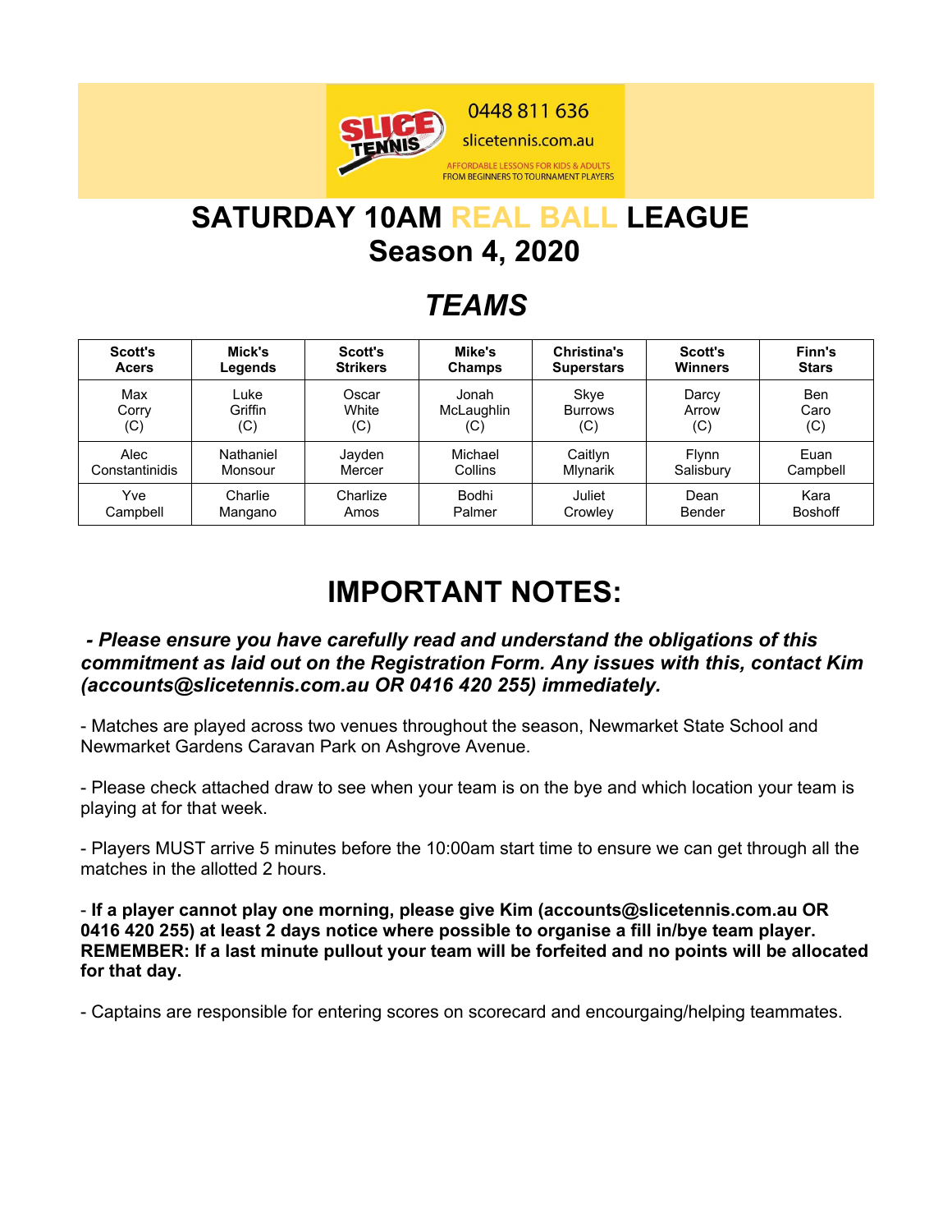0448 811 636

slicetennis.com.au

AFFORDABLE LESSONS FOR KIDS & ADULTS
FROM BEGINNERS TO TOURNAMENT PLAYERS

# SATURDAY 10AM REAL BALL LEAGUE
# Season 4, 2020

## *TEAMS*

| Scott's Acers | Mick's Legends | Scott's Strikers | Mike's Champs | Christina's Superstars | Scott's Winners | Finn's Stars |
|---|---|---|---|---|---|---|
| Max Corry (C) | Luke Griffin (C) | Oscar White (C) | Jonah McLaughlin (C) | Skye Burrows (C) | Darcy Arrow (C) | Ben Caro (C) |
| Alec Constantinidis | Nathaniel Monsour | Jayden Mercer | Michael Collins | Caitlyn Mlynarik | Flynn Salisbury | Euan Campbell |
| Yve Campbell | Charlie Mangano | Charlize Amos | Bodhi Palmer | Juliet Crowley | Dean Bender | Kara Boshoff |

# IMPORTANT NOTES:

***- Please ensure you have carefully read and understand the obligations of this commitment as laid out on the Registration Form. Any issues with this, contact Kim (accounts@slicetennis.com.au OR 0416 420 255) immediately.***

- Matches are played across two venues throughout the season, Newmarket State School and Newmarket Gardens Caravan Park on Ashgrove Avenue.

- Please check attached draw to see when your team is on the bye and which location your team is playing at for that week.

- Players MUST arrive 5 minutes before the 10:00am start time to ensure we can get through all the matches in the allotted 2 hours.

- **If a player cannot play one morning, please give Kim (accounts@slicetennis.com.au OR 0416 420 255) at least 2 days notice where possible to organise a fill in/bye team player. REMEMBER: If a last minute pullout your team will be forfeited and no points will be allocated for that day.**

- Captains are responsible for entering scores on scorecard and encourgaing/helping teammates.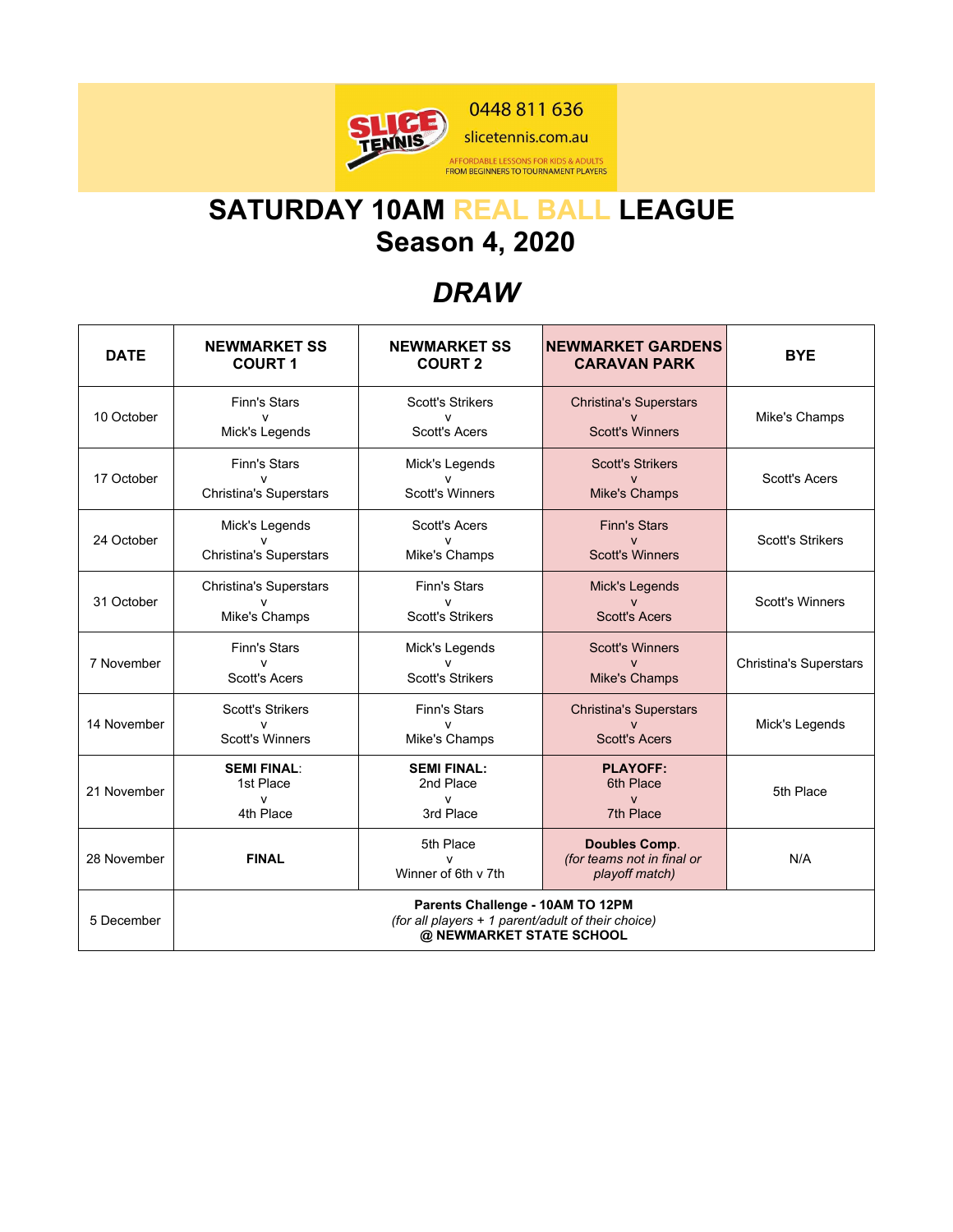0448 811 636

slicetennis.com.au

AFFORDABLE LESSONS FOR KIDS & ADULTS
FROM BEGINNERS TO TOURNAMENT PLAYERS

# SATURDAY 10AM REAL BALL LEAGUE
# Season 4, 2020

## *DRAW*

| DATE | NEWMARKET SS COURT 1 | NEWMARKET SS COURT 2 | NEWMARKET GARDENS CARAVAN PARK | BYE |
|---|---|---|---|---|
| 10 October | Finn's Stars v Mick's Legends | Scott's Strikers v Scott's Acers | Christina's Superstars v Scott's Winners | Mike's Champs |
| 17 October | Finn's Stars v Christina's Superstars | Mick's Legends v Scott's Winners | Scott's Strikers v Mike's Champs | Scott's Acers |
| 24 October | Mick's Legends v Christina's Superstars | Scott's Acers v Mike's Champs | Finn's Stars v Scott's Winners | Scott's Strikers |
| 31 October | Christina's Superstars v Mike's Champs | Finn's Stars v Scott's Strikers | Mick's Legends v Scott's Acers | Scott's Winners |
| 7 November | Finn's Stars v Scott's Acers | Mick's Legends v Scott's Strikers | Scott's Winners v Mike's Champs | Christina's Superstars |
| 14 November | Scott's Strikers v Scott's Winners | Finn's Stars v Mike's Champs | Christina's Superstars v Scott's Acers | Mick's Legends |
| 21 November | **SEMI FINAL**: 1st Place v 4th Place | **SEMI FINAL:** 2nd Place v 3rd Place | **PLAYOFF:** 6th Place v 7th Place | 5th Place |
| 28 November | **FINAL** | 5th Place v Winner of 6th v 7th | **Doubles Comp**. *(for teams not in final or playoff match)* | N/A |
| 5 December | **Parents Challenge - 10AM TO 12PM** *(for all players + 1 parent/adult of their choice)* **@ NEWMARKET STATE SCHOOL** | | | |